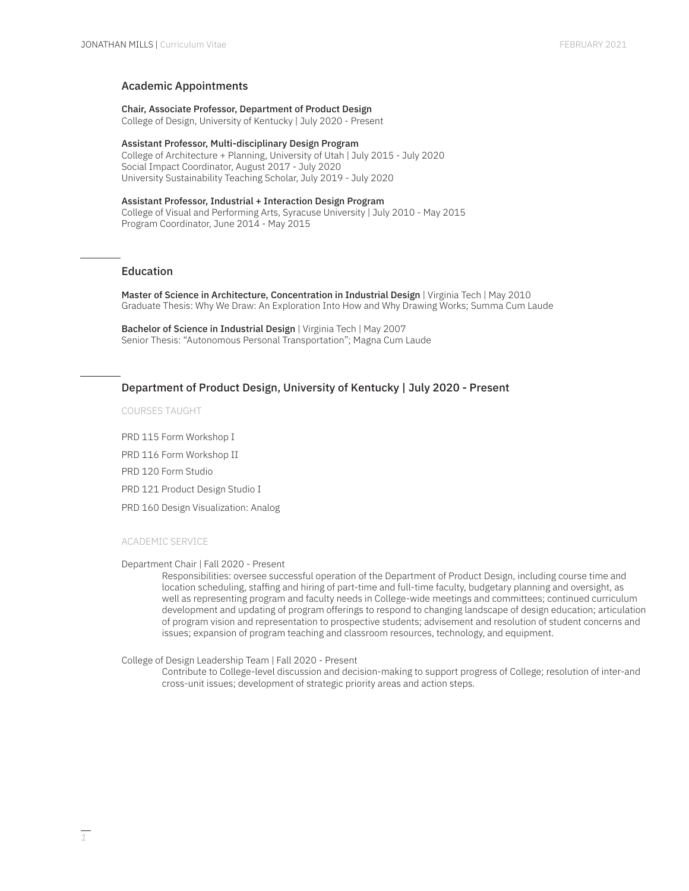## Academic Appointments

**Chair, Associate Professor, Department of Product Design**
College of Design, University of Kentucky | July 2020 - Present

**Assistant Professor, Multi-disciplinary Design Program**
College of Architecture + Planning, University of Utah | July 2015 - July 2020
Social Impact Coordinator, August 2017 - July 2020
University Sustainability Teaching Scholar, July 2019 - July 2020

**Assistant Professor, Industrial + Interaction Design Program**
College of Visual and Performing Arts, Syracuse University | July 2010 - May 2015
Program Coordinator, June 2014 - May 2015

## Education

**Master of Science in Architecture, Concentration in Industrial Design** | Virginia Tech | May 2010
Graduate Thesis: Why We Draw: An Exploration Into How and Why Drawing Works; Summa Cum Laude

**Bachelor of Science in Industrial Design** | Virginia Tech | May 2007
Senior Thesis: "Autonomous Personal Transportation"; Magna Cum Laude

## Department of Product Design, University of Kentucky | July 2020 - Present

### COURSES TAUGHT

PRD 115 Form Workshop I

PRD 116 Form Workshop II

PRD 120 Form Studio

PRD 121 Product Design Studio I

PRD 160 Design Visualization: Analog

### ACADEMIC SERVICE

Department Chair | Fall 2020 - Present

> Responsibilities: oversee successful operation of the Department of Product Design, including course time and location scheduling, staffing and hiring of part-time and full-time faculty, budgetary planning and oversight, as well as representing program and faculty needs in College-wide meetings and committees; continued curriculum development and updating of program offerings to respond to changing landscape of design education; articulation of program vision and representation to prospective students; advisement and resolution of student concerns and issues; expansion of program teaching and classroom resources, technology, and equipment.

College of Design Leadership Team | Fall 2020 - Present

> Contribute to College-level discussion and decision-making to support progress of College; resolution of inter-and cross-unit issues; development of strategic priority areas and action steps.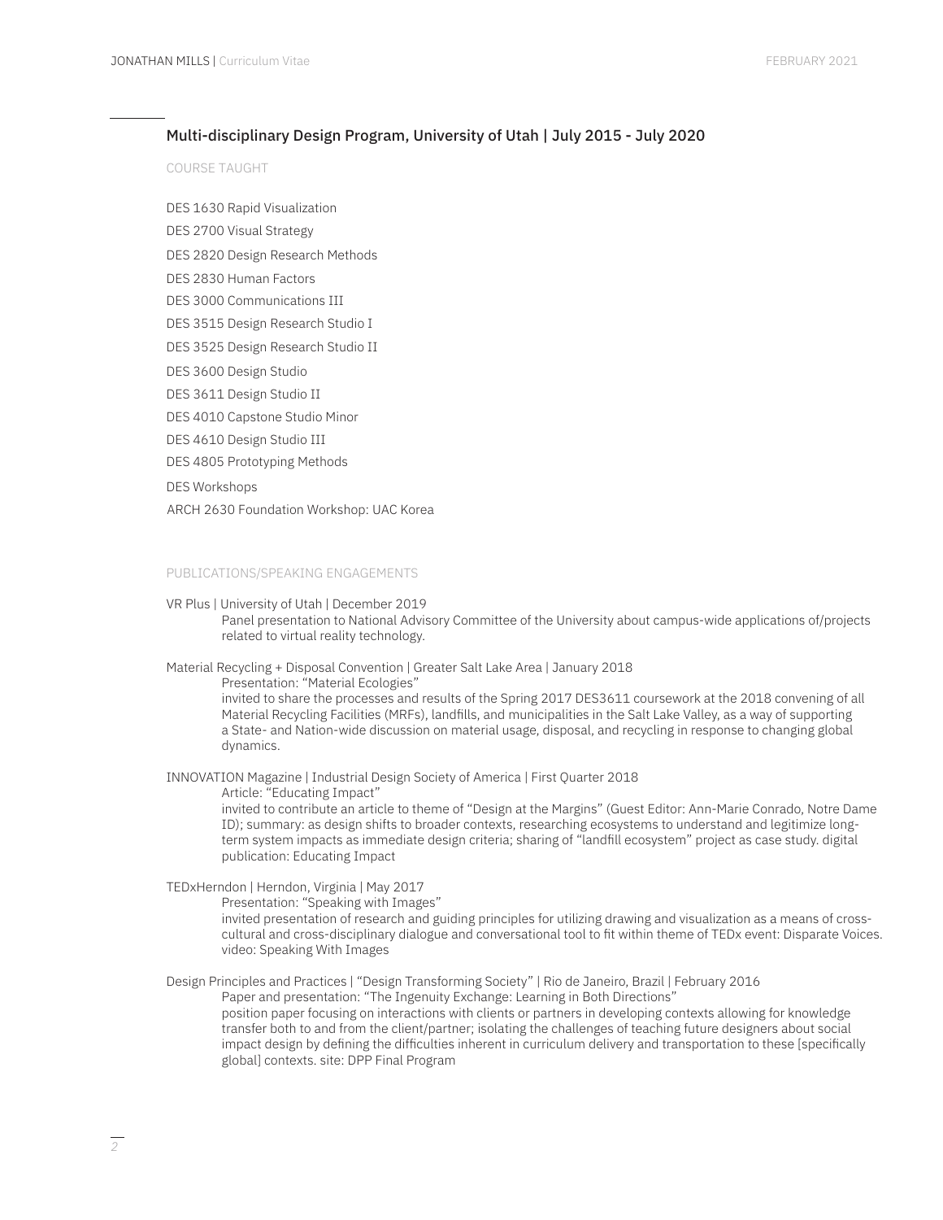## Multi-disciplinary Design Program, University of Utah | July 2015 - July 2020

COURSE TAUGHT

DES 1630 Rapid Visualization

DES 2700 Visual Strategy

DES 2820 Design Research Methods

DES 2830 Human Factors

DES 3000 Communications III

DES 3515 Design Research Studio I

DES 3525 Design Research Studio II

DES 3600 Design Studio

DES 3611 Design Studio II

DES 4010 Capstone Studio Minor

DES 4610 Design Studio III

DES 4805 Prototyping Methods

DES Workshops

ARCH 2630 Foundation Workshop: UAC Korea

PUBLICATIONS/SPEAKING ENGAGEMENTS

VR Plus | University of Utah | December 2019

Panel presentation to National Advisory Committee of the University about campus-wide applications of/projects related to virtual reality technology.

Material Recycling + Disposal Convention | Greater Salt Lake Area | January 2018

Presentation: "Material Ecologies"

invited to share the processes and results of the Spring 2017 DES3611 coursework at the 2018 convening of all Material Recycling Facilities (MRFs), landfills, and municipalities in the Salt Lake Valley, as a way of supporting a State- and Nation-wide discussion on material usage, disposal, and recycling in response to changing global dynamics.

INNOVATION Magazine | Industrial Design Society of America | First Quarter 2018

Article: "Educating Impact"

invited to contribute an article to theme of "Design at the Margins" (Guest Editor: Ann-Marie Conrado, Notre Dame ID); summary: as design shifts to broader contexts, researching ecosystems to understand and legitimize long-term system impacts as immediate design criteria; sharing of "landfill ecosystem" project as case study. digital publication: Educating Impact

TEDxHerndon | Herndon, Virginia | May 2017

Presentation: "Speaking with Images"

invited presentation of research and guiding principles for utilizing drawing and visualization as a means of cross-cultural and cross-disciplinary dialogue and conversational tool to fit within theme of TEDx event: Disparate Voices. video: Speaking With Images

Design Principles and Practices | "Design Transforming Society" | Rio de Janeiro, Brazil | February 2016

Paper and presentation: "The Ingenuity Exchange: Learning in Both Directions"

position paper focusing on interactions with clients or partners in developing contexts allowing for knowledge transfer both to and from the client/partner; isolating the challenges of teaching future designers about social impact design by defining the difficulties inherent in curriculum delivery and transportation to these [specifically global] contexts. site: DPP Final Program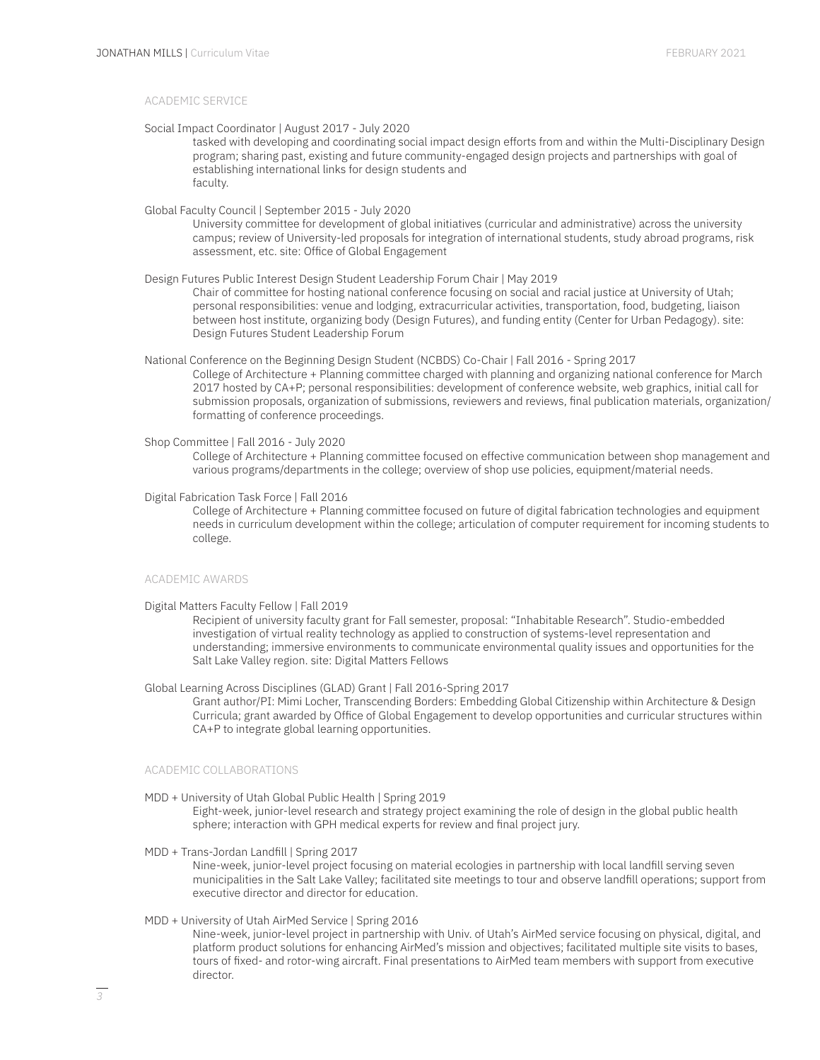## ACADEMIC SERVICE

Social Impact Coordinator | August 2017 - July 2020

tasked with developing and coordinating social impact design efforts from and within the Multi-Disciplinary Design program; sharing past, existing and future community-engaged design projects and partnerships with goal of establishing international links for design students and faculty.

Global Faculty Council | September 2015 - July 2020

University committee for development of global initiatives (curricular and administrative) across the university campus; review of University-led proposals for integration of international students, study abroad programs, risk assessment, etc. site: Office of Global Engagement

Design Futures Public Interest Design Student Leadership Forum Chair | May 2019

Chair of committee for hosting national conference focusing on social and racial justice at University of Utah; personal responsibilities: venue and lodging, extracurricular activities, transportation, food, budgeting, liaison between host institute, organizing body (Design Futures), and funding entity (Center for Urban Pedagogy). site: Design Futures Student Leadership Forum

National Conference on the Beginning Design Student (NCBDS) Co-Chair | Fall 2016 - Spring 2017

College of Architecture + Planning committee charged with planning and organizing national conference for March 2017 hosted by CA+P; personal responsibilities: development of conference website, web graphics, initial call for submission proposals, organization of submissions, reviewers and reviews, final publication materials, organization/formatting of conference proceedings.

Shop Committee | Fall 2016 - July 2020

College of Architecture + Planning committee focused on effective communication between shop management and various programs/departments in the college; overview of shop use policies, equipment/material needs.

Digital Fabrication Task Force | Fall 2016

College of Architecture + Planning committee focused on future of digital fabrication technologies and equipment needs in curriculum development within the college; articulation of computer requirement for incoming students to college.

## ACADEMIC AWARDS

Digital Matters Faculty Fellow | Fall 2019

Recipient of university faculty grant for Fall semester, proposal: "Inhabitable Research". Studio-embedded investigation of virtual reality technology as applied to construction of systems-level representation and understanding; immersive environments to communicate environmental quality issues and opportunities for the Salt Lake Valley region. site: Digital Matters Fellows

Global Learning Across Disciplines (GLAD) Grant | Fall 2016-Spring 2017

Grant author/PI: Mimi Locher, Transcending Borders: Embedding Global Citizenship within Architecture & Design Curricula; grant awarded by Office of Global Engagement to develop opportunities and curricular structures within CA+P to integrate global learning opportunities.

## ACADEMIC COLLABORATIONS

MDD + University of Utah Global Public Health | Spring 2019

Eight-week, junior-level research and strategy project examining the role of design in the global public health sphere; interaction with GPH medical experts for review and final project jury.

MDD + Trans-Jordan Landfill | Spring 2017

Nine-week, junior-level project focusing on material ecologies in partnership with local landfill serving seven municipalities in the Salt Lake Valley; facilitated site meetings to tour and observe landfill operations; support from executive director and director for education.

MDD + University of Utah AirMed Service | Spring 2016

Nine-week, junior-level project in partnership with Univ. of Utah's AirMed service focusing on physical, digital, and platform product solutions for enhancing AirMed's mission and objectives; facilitated multiple site visits to bases, tours of fixed- and rotor-wing aircraft. Final presentations to AirMed team members with support from executive director.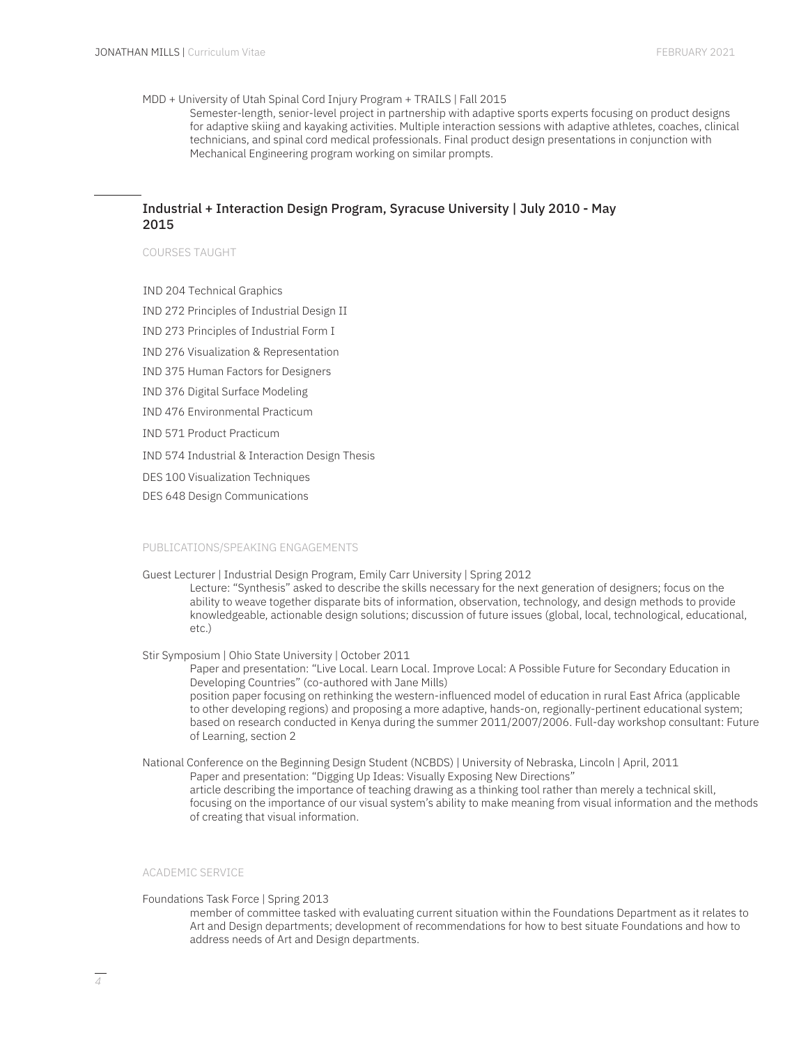MDD + University of Utah Spinal Cord Injury Program + TRAILS | Fall 2015

Semester-length, senior-level project in partnership with adaptive sports experts focusing on product designs for adaptive skiing and kayaking activities. Multiple interaction sessions with adaptive athletes, coaches, clinical technicians, and spinal cord medical professionals. Final product design presentations in conjunction with Mechanical Engineering program working on similar prompts.

## Industrial + Interaction Design Program, Syracuse University | July 2010 - May 2015

### COURSES TAUGHT

IND 204 Technical Graphics

IND 272 Principles of Industrial Design II

IND 273 Principles of Industrial Form I

IND 276 Visualization & Representation

IND 375 Human Factors for Designers

IND 376 Digital Surface Modeling

IND 476 Environmental Practicum

IND 571 Product Practicum

IND 574 Industrial & Interaction Design Thesis

DES 100 Visualization Techniques

DES 648 Design Communications

### PUBLICATIONS/SPEAKING ENGAGEMENTS

Guest Lecturer | Industrial Design Program, Emily Carr University | Spring 2012

Lecture: "Synthesis" asked to describe the skills necessary for the next generation of designers; focus on the ability to weave together disparate bits of information, observation, technology, and design methods to provide knowledgeable, actionable design solutions; discussion of future issues (global, local, technological, educational, etc.)

Stir Symposium | Ohio State University | October 2011

Paper and presentation: "Live Local. Learn Local. Improve Local: A Possible Future for Secondary Education in Developing Countries" (co-authored with Jane Mills)
position paper focusing on rethinking the western-influenced model of education in rural East Africa (applicable to other developing regions) and proposing a more adaptive, hands-on, regionally-pertinent educational system; based on research conducted in Kenya during the summer 2011/2007/2006. Full-day workshop consultant: Future of Learning, section 2

National Conference on the Beginning Design Student (NCBDS) | University of Nebraska, Lincoln | April, 2011

Paper and presentation: "Digging Up Ideas: Visually Exposing New Directions"
article describing the importance of teaching drawing as a thinking tool rather than merely a technical skill, focusing on the importance of our visual system's ability to make meaning from visual information and the methods of creating that visual information.

### ACADEMIC SERVICE

Foundations Task Force | Spring 2013

member of committee tasked with evaluating current situation within the Foundations Department as it relates to Art and Design departments; development of recommendations for how to best situate Foundations and how to address needs of Art and Design departments.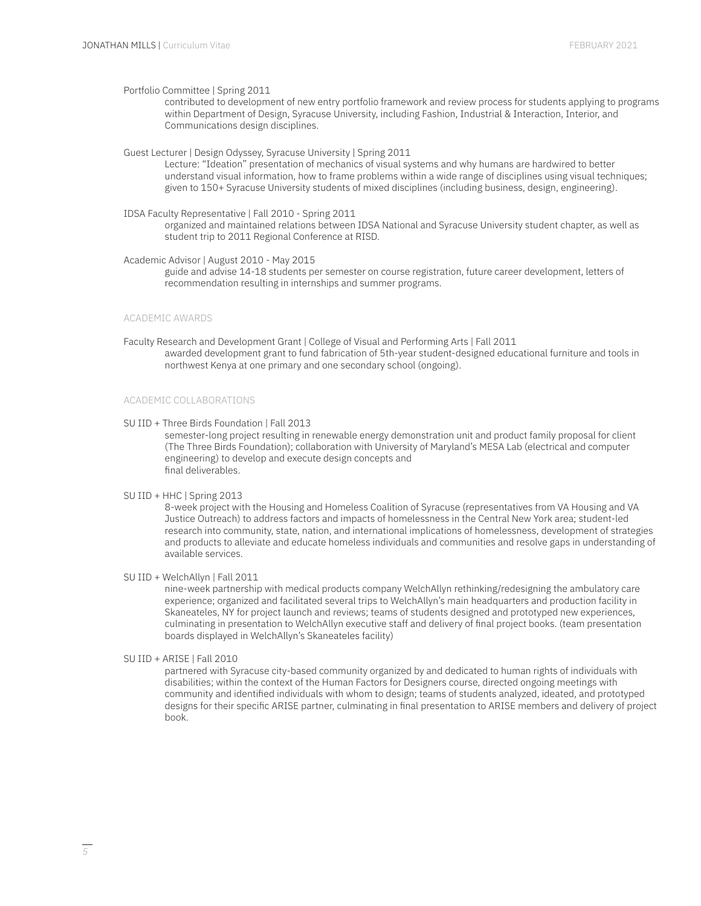Portfolio Committee | Spring 2011

contributed to development of new entry portfolio framework and review process for students applying to programs within Department of Design, Syracuse University, including Fashion, Industrial & Interaction, Interior, and Communications design disciplines.

Guest Lecturer | Design Odyssey, Syracuse University | Spring 2011

Lecture: "Ideation" presentation of mechanics of visual systems and why humans are hardwired to better understand visual information, how to frame problems within a wide range of disciplines using visual techniques; given to 150+ Syracuse University students of mixed disciplines (including business, design, engineering).

IDSA Faculty Representative | Fall 2010 - Spring 2011

organized and maintained relations between IDSA National and Syracuse University student chapter, as well as student trip to 2011 Regional Conference at RISD.

Academic Advisor | August 2010 - May 2015

guide and advise 14-18 students per semester on course registration, future career development, letters of recommendation resulting in internships and summer programs.

## ACADEMIC AWARDS

Faculty Research and Development Grant | College of Visual and Performing Arts | Fall 2011

awarded development grant to fund fabrication of 5th-year student-designed educational furniture and tools in northwest Kenya at one primary and one secondary school (ongoing).

## ACADEMIC COLLABORATIONS

SU IID + Three Birds Foundation | Fall 2013

semester-long project resulting in renewable energy demonstration unit and product family proposal for client (The Three Birds Foundation); collaboration with University of Maryland's MESA Lab (electrical and computer engineering) to develop and execute design concepts and final deliverables.

SU IID + HHC | Spring 2013

8-week project with the Housing and Homeless Coalition of Syracuse (representatives from VA Housing and VA Justice Outreach) to address factors and impacts of homelessness in the Central New York area; student-led research into community, state, nation, and international implications of homelessness, development of strategies and products to alleviate and educate homeless individuals and communities and resolve gaps in understanding of available services.

SU IID + WelchAllyn | Fall 2011

nine-week partnership with medical products company WelchAllyn rethinking/redesigning the ambulatory care experience; organized and facilitated several trips to WelchAllyn's main headquarters and production facility in Skaneateles, NY for project launch and reviews; teams of students designed and prototyped new experiences, culminating in presentation to WelchAllyn executive staff and delivery of final project books. (team presentation boards displayed in WelchAllyn's Skaneateles facility)

SU IID + ARISE | Fall 2010

partnered with Syracuse city-based community organized by and dedicated to human rights of individuals with disabilities; within the context of the Human Factors for Designers course, directed ongoing meetings with community and identified individuals with whom to design; teams of students analyzed, ideated, and prototyped designs for their specific ARISE partner, culminating in final presentation to ARISE members and delivery of project book.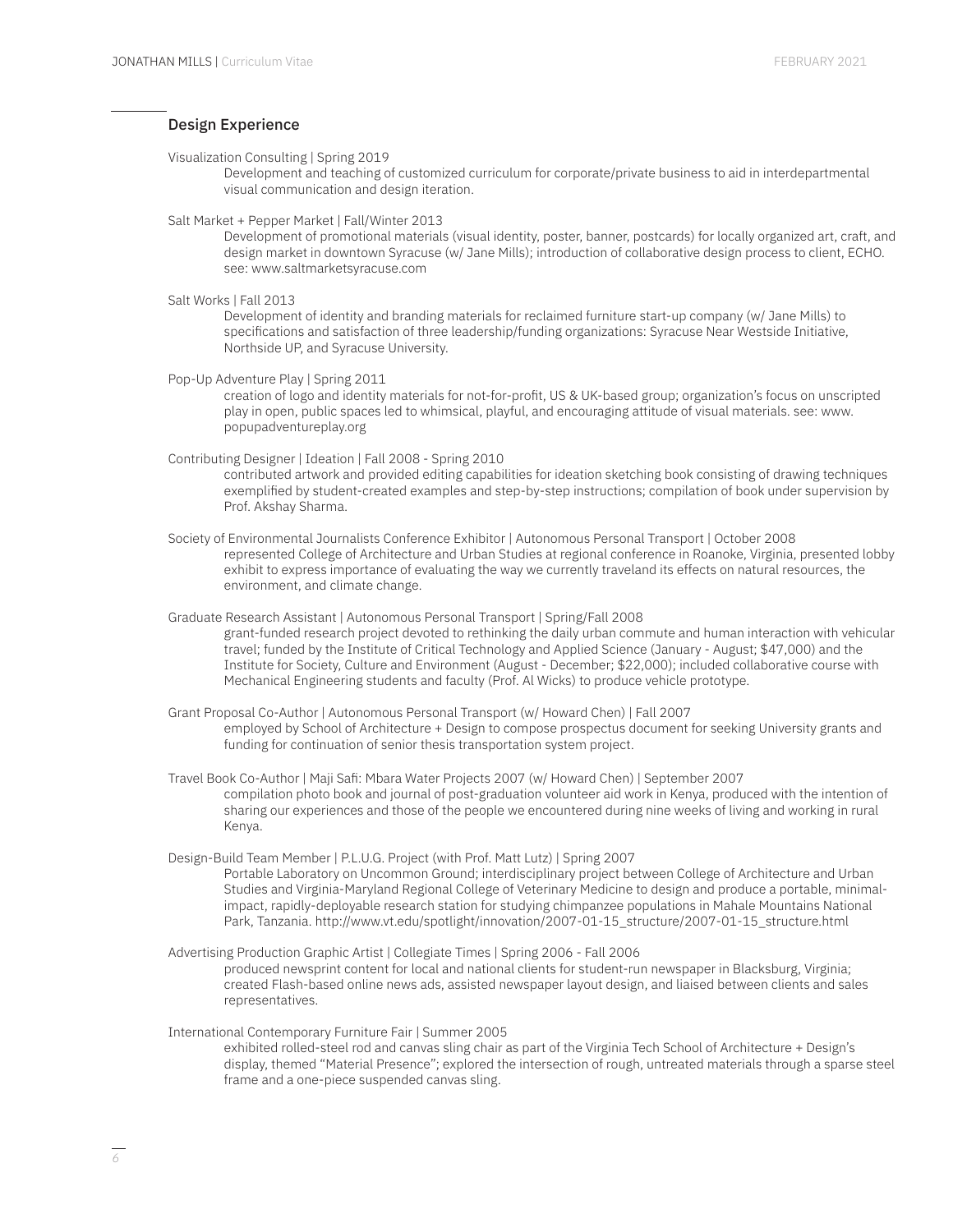## Design Experience

Visualization Consulting | Spring 2019

Development and teaching of customized curriculum for corporate/private business to aid in interdepartmental visual communication and design iteration.

Salt Market + Pepper Market | Fall/Winter 2013

Development of promotional materials (visual identity, poster, banner, postcards) for locally organized art, craft, and design market in downtown Syracuse (w/ Jane Mills); introduction of collaborative design process to client, ECHO. see: www.saltmarketsyracuse.com

Salt Works | Fall 2013

Development of identity and branding materials for reclaimed furniture start-up company (w/ Jane Mills) to specifications and satisfaction of three leadership/funding organizations: Syracuse Near Westside Initiative, Northside UP, and Syracuse University.

Pop-Up Adventure Play | Spring 2011

creation of logo and identity materials for not-for-profit, US & UK-based group; organization's focus on unscripted play in open, public spaces led to whimsical, playful, and encouraging attitude of visual materials. see: www.popupadventureplay.org

Contributing Designer | Ideation | Fall 2008 - Spring 2010

contributed artwork and provided editing capabilities for ideation sketching book consisting of drawing techniques exemplified by student-created examples and step-by-step instructions; compilation of book under supervision by Prof. Akshay Sharma.

Society of Environmental Journalists Conference Exhibitor | Autonomous Personal Transport | October 2008

represented College of Architecture and Urban Studies at regional conference in Roanoke, Virginia, presented lobby exhibit to express importance of evaluating the way we currently traveland its effects on natural resources, the environment, and climate change.

Graduate Research Assistant | Autonomous Personal Transport | Spring/Fall 2008

grant-funded research project devoted to rethinking the daily urban commute and human interaction with vehicular travel; funded by the Institute of Critical Technology and Applied Science (January - August; $47,000) and the Institute for Society, Culture and Environment (August - December; $22,000); included collaborative course with Mechanical Engineering students and faculty (Prof. Al Wicks) to produce vehicle prototype.

Grant Proposal Co-Author | Autonomous Personal Transport (w/ Howard Chen) | Fall 2007

employed by School of Architecture + Design to compose prospectus document for seeking University grants and funding for continuation of senior thesis transportation system project.

Travel Book Co-Author | Maji Safi: Mbara Water Projects 2007 (w/ Howard Chen) | September 2007

compilation photo book and journal of post-graduation volunteer aid work in Kenya, produced with the intention of sharing our experiences and those of the people we encountered during nine weeks of living and working in rural Kenya.

Design-Build Team Member | P.L.U.G. Project (with Prof. Matt Lutz) | Spring 2007

Portable Laboratory on Uncommon Ground; interdisciplinary project between College of Architecture and Urban Studies and Virginia-Maryland Regional College of Veterinary Medicine to design and produce a portable, minimal-impact, rapidly-deployable research station for studying chimpanzee populations in Mahale Mountains National Park, Tanzania. http://www.vt.edu/spotlight/innovation/2007-01-15_structure/2007-01-15_structure.html

Advertising Production Graphic Artist | Collegiate Times | Spring 2006 - Fall 2006

produced newsprint content for local and national clients for student-run newspaper in Blacksburg, Virginia; created Flash-based online news ads, assisted newspaper layout design, and liaised between clients and sales representatives.

International Contemporary Furniture Fair | Summer 2005

exhibited rolled-steel rod and canvas sling chair as part of the Virginia Tech School of Architecture + Design's display, themed "Material Presence"; explored the intersection of rough, untreated materials through a sparse steel frame and a one-piece suspended canvas sling.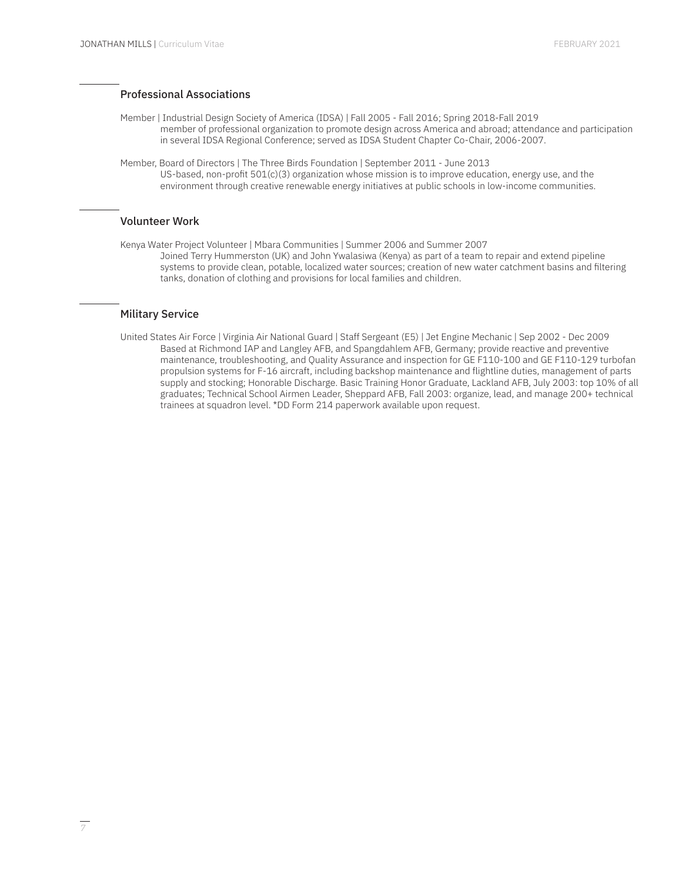## Professional Associations

Member | Industrial Design Society of America (IDSA) | Fall 2005 - Fall 2016; Spring 2018-Fall 2019
member of professional organization to promote design across America and abroad; attendance and participation in several IDSA Regional Conference; served as IDSA Student Chapter Co-Chair, 2006-2007.

Member, Board of Directors | The Three Birds Foundation | September 2011 - June 2013
US-based, non-profit 501(c)(3) organization whose mission is to improve education, energy use, and the environment through creative renewable energy initiatives at public schools in low-income communities.

## Volunteer Work

Kenya Water Project Volunteer | Mbara Communities | Summer 2006 and Summer 2007
Joined Terry Hummerston (UK) and John Ywalasiwa (Kenya) as part of a team to repair and extend pipeline systems to provide clean, potable, localized water sources; creation of new water catchment basins and filtering tanks, donation of clothing and provisions for local families and children.

## Military Service

United States Air Force | Virginia Air National Guard | Staff Sergeant (E5) | Jet Engine Mechanic | Sep 2002 - Dec 2009
Based at Richmond IAP and Langley AFB, and Spangdahlem AFB, Germany; provide reactive and preventive maintenance, troubleshooting, and Quality Assurance and inspection for GE F110-100 and GE F110-129 turbofan propulsion systems for F-16 aircraft, including backshop maintenance and flightline duties, management of parts supply and stocking; Honorable Discharge. Basic Training Honor Graduate, Lackland AFB, July 2003: top 10% of all graduates; Technical School Airmen Leader, Sheppard AFB, Fall 2003: organize, lead, and manage 200+ technical trainees at squadron level. *DD Form 214 paperwork available upon request.